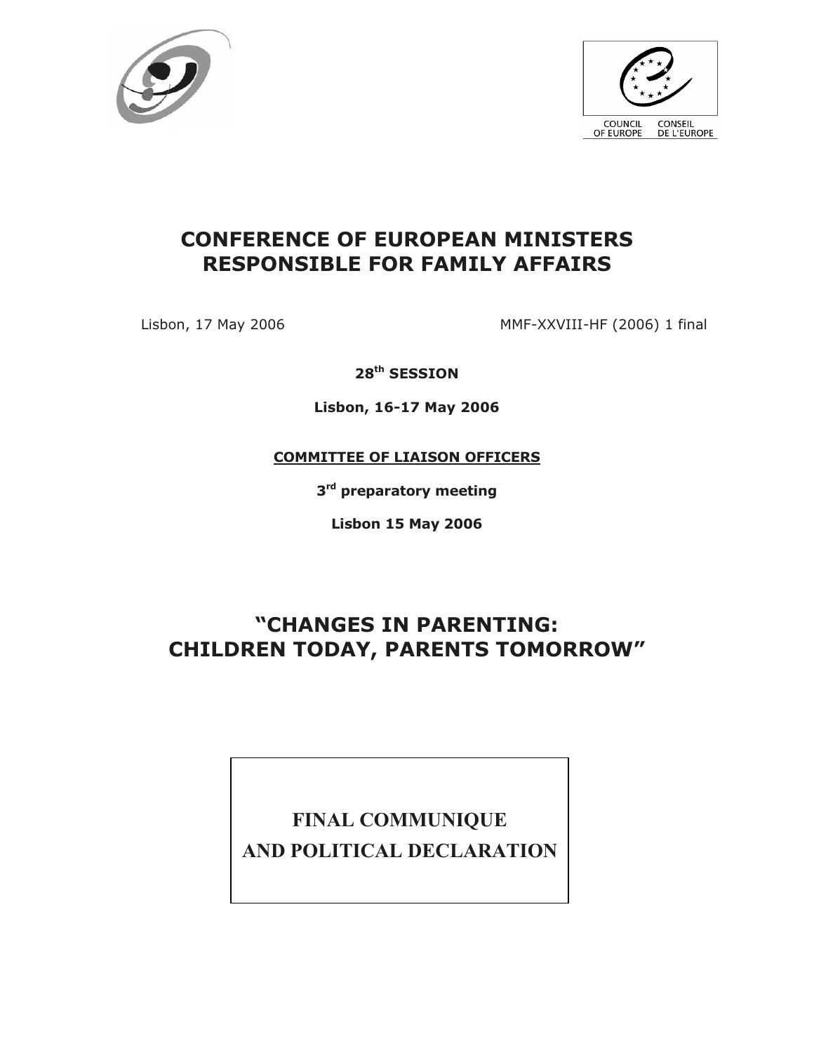COUNCIL OF EUROPE CONSEIL DE L'EUROPE

# CONFERENCE OF EUROPEAN MINISTERS RESPONSIBLE FOR FAMILY AFFAIRS

Lisbon, 17 May 2006 MMF-XXVIII-HF (2006) 1 final

**28th SESSION**

**Lisbon, 16-17 May 2006**

**COMMITTEE OF LIAISON OFFICERS**

**3rd preparatory meeting**

**Lisbon 15 May 2006**

# "CHANGES IN PARENTING: CHILDREN TODAY, PARENTS TOMORROW"

**FINAL COMMUNIQUE AND POLITICAL DECLARATION**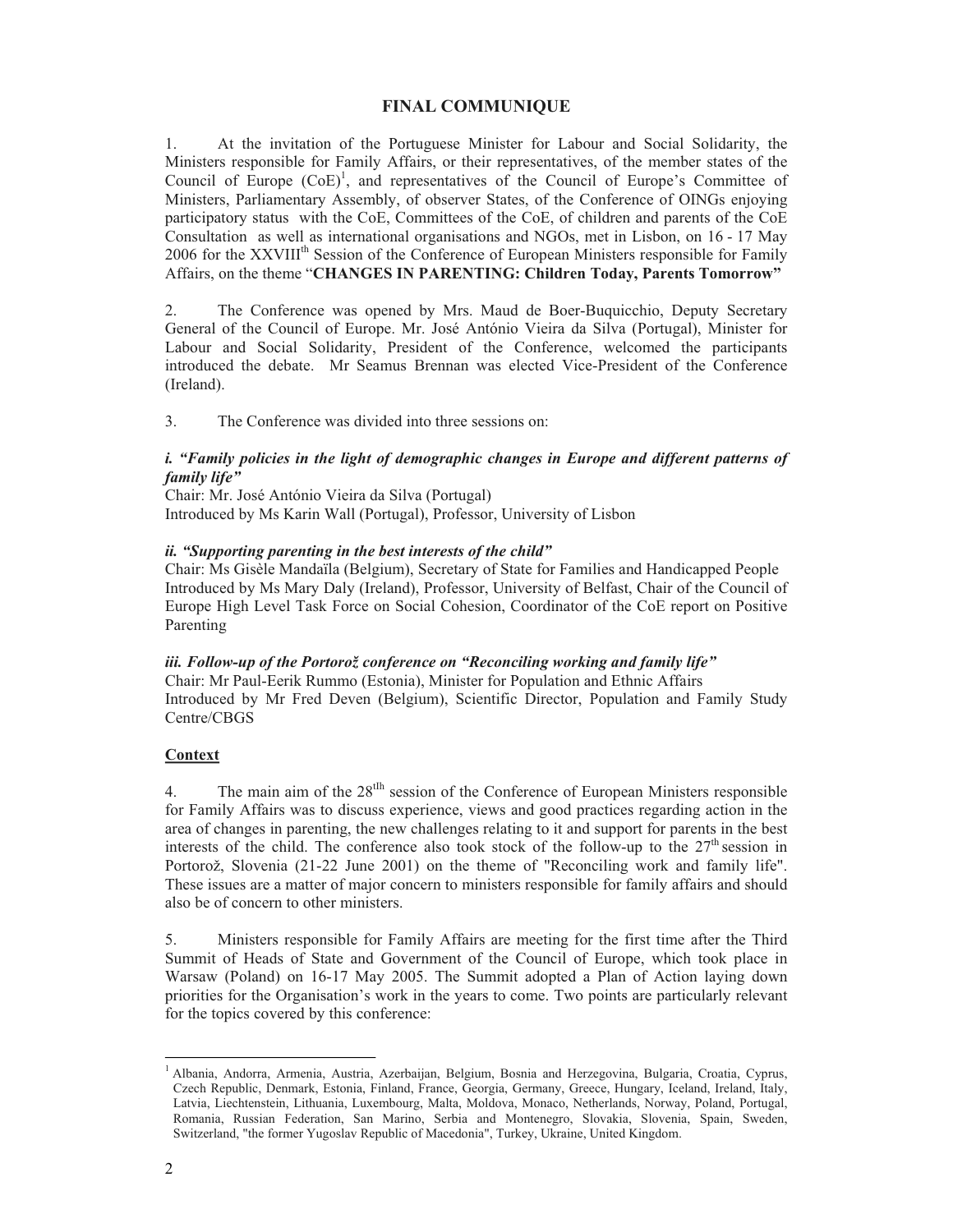# FINAL COMMUNIQUE

1. At the invitation of the Portuguese Minister for Labour and Social Solidarity, the Ministers responsible for Family Affairs, or their representatives, of the member states of the Council of Europe (CoE)[1], and representatives of the Council of Europe's Committee of Ministers, Parliamentary Assembly, of observer States, of the Conference of OINGs enjoying participatory status with the CoE, Committees of the CoE, of children and parents of the CoE Consultation as well as international organisations and NGOs, met in Lisbon, on 16 - 17 May 2006 for the XXVIII[th] Session of the Conference of European Ministers responsible for Family Affairs, on the theme "**CHANGES IN PARENTING: Children Today, Parents Tomorrow"**

2. The Conference was opened by Mrs. Maud de Boer-Buquicchio, Deputy Secretary General of the Council of Europe. Mr. José António Vieira da Silva (Portugal), Minister for Labour and Social Solidarity, President of the Conference, welcomed the participants introduced the debate. Mr Seamus Brennan was elected Vice-President of the Conference (Ireland).

3. The Conference was divided into three sessions on:

***i. "Family policies in the light of demographic changes in Europe and different patterns of family life"***
Chair: Mr. José António Vieira da Silva (Portugal)
Introduced by Ms Karin Wall (Portugal), Professor, University of Lisbon

***ii. "Supporting parenting in the best interests of the child"***
Chair: Ms Gisèle Mandaïla (Belgium), Secretary of State for Families and Handicapped People
Introduced by Ms Mary Daly (Ireland), Professor, University of Belfast, Chair of the Council of Europe High Level Task Force on Social Cohesion, Coordinator of the CoE report on Positive Parenting

***iii. Follow-up of the Portorož conference on "Reconciling working and family life"***
Chair: Mr Paul-Eerik Rummo (Estonia), Minister for Population and Ethnic Affairs
Introduced by Mr Fred Deven (Belgium), Scientific Director, Population and Family Study Centre/CBGS

## Context

4. The main aim of the 28[tth] session of the Conference of European Ministers responsible for Family Affairs was to discuss experience, views and good practices regarding action in the area of changes in parenting, the new challenges relating to it and support for parents in the best interests of the child. The conference also took stock of the follow-up to the 27[th] session in Portorož, Slovenia (21-22 June 2001) on the theme of "Reconciling work and family life". These issues are a matter of major concern to ministers responsible for family affairs and should also be of concern to other ministers.

5. Ministers responsible for Family Affairs are meeting for the first time after the Third Summit of Heads of State and Government of the Council of Europe, which took place in Warsaw (Poland) on 16-17 May 2005. The Summit adopted a Plan of Action laying down priorities for the Organisation's work in the years to come. Two points are particularly relevant for the topics covered by this conference:

---

[1] Albania, Andorra, Armenia, Austria, Azerbaijan, Belgium, Bosnia and Herzegovina, Bulgaria, Croatia, Cyprus, Czech Republic, Denmark, Estonia, Finland, France, Georgia, Germany, Greece, Hungary, Iceland, Ireland, Italy, Latvia, Liechtenstein, Lithuania, Luxembourg, Malta, Moldova, Monaco, Netherlands, Norway, Poland, Portugal, Romania, Russian Federation, San Marino, Serbia and Montenegro, Slovakia, Slovenia, Spain, Sweden, Switzerland, "the former Yugoslav Republic of Macedonia", Turkey, Ukraine, United Kingdom.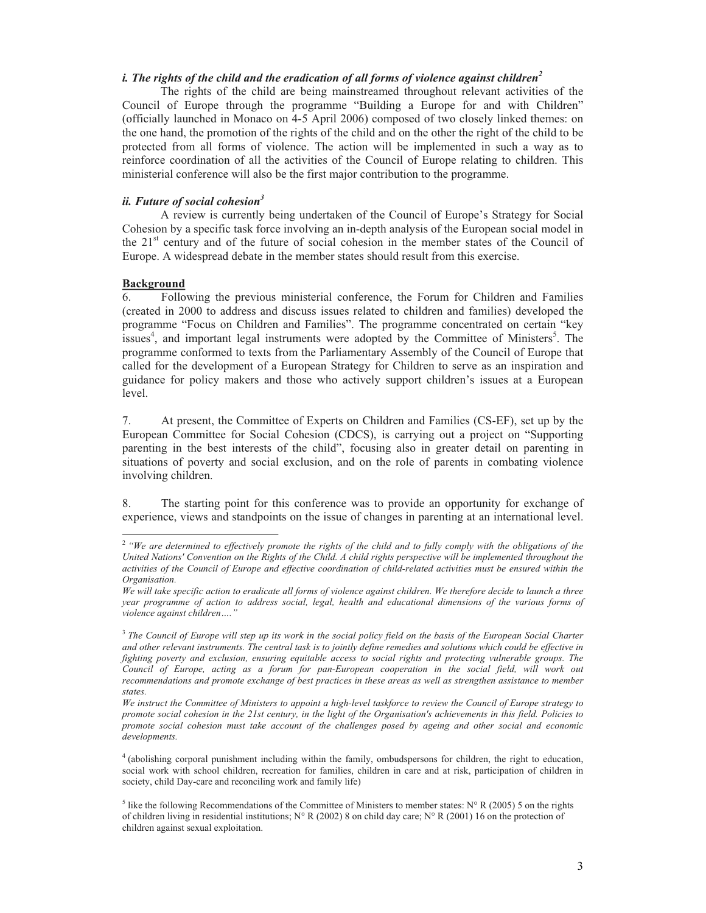### *i. The rights of the child and the eradication of all forms of violence against children*[2]

The rights of the child are being mainstreamed throughout relevant activities of the Council of Europe through the programme "Building a Europe for and with Children" (officially launched in Monaco on 4-5 April 2006) composed of two closely linked themes: on the one hand, the promotion of the rights of the child and on the other the right of the child to be protected from all forms of violence. The action will be implemented in such a way as to reinforce coordination of all the activities of the Council of Europe relating to children. This ministerial conference will also be the first major contribution to the programme.

### *ii. Future of social cohesion*[3]

A review is currently being undertaken of the Council of Europe's Strategy for Social Cohesion by a specific task force involving an in-depth analysis of the European social model in the 21st century and of the future of social cohesion in the member states of the Council of Europe. A widespread debate in the member states should result from this exercise.

## Background

6. Following the previous ministerial conference, the Forum for Children and Families (created in 2000 to address and discuss issues related to children and families) developed the programme "Focus on Children and Families". The programme concentrated on certain "key issues[4], and important legal instruments were adopted by the Committee of Ministers[5]. The programme conformed to texts from the Parliamentary Assembly of the Council of Europe that called for the development of a European Strategy for Children to serve as an inspiration and guidance for policy makers and those who actively support children's issues at a European level.

7. At present, the Committee of Experts on Children and Families (CS-EF), set up by the European Committee for Social Cohesion (CDCS), is carrying out a project on "Supporting parenting in the best interests of the child", focusing also in greater detail on parenting in situations of poverty and social exclusion, and on the role of parents in combating violence involving children.

8. The starting point for this conference was to provide an opportunity for exchange of experience, views and standpoints on the issue of changes in parenting at an international level.

---

[2] *"We are determined to effectively promote the rights of the child and to fully comply with the obligations of the United Nations' Convention on the Rights of the Child. A child rights perspective will be implemented throughout the activities of the Council of Europe and effective coordination of child-related activities must be ensured within the Organisation.*

*We will take specific action to eradicate all forms of violence against children. We therefore decide to launch a three year programme of action to address social, legal, health and educational dimensions of the various forms of violence against children…."*

[3] *The Council of Europe will step up its work in the social policy field on the basis of the European Social Charter and other relevant instruments. The central task is to jointly define remedies and solutions which could be effective in fighting poverty and exclusion, ensuring equitable access to social rights and protecting vulnerable groups. The Council of Europe, acting as a forum for pan-European cooperation in the social field, will work out recommendations and promote exchange of best practices in these areas as well as strengthen assistance to member states.*

*We instruct the Committee of Ministers to appoint a high-level taskforce to review the Council of Europe strategy to promote social cohesion in the 21st century, in the light of the Organisation's achievements in this field. Policies to promote social cohesion must take account of the challenges posed by ageing and other social and economic developments.*

[4] (abolishing corporal punishment including within the family, ombudspersons for children, the right to education, social work with school children, recreation for families, children in care and at risk, participation of children in society, child Day-care and reconciling work and family life)

[5] like the following Recommendations of the Committee of Ministers to member states: N° R (2005) 5 on the rights of children living in residential institutions; N° R (2002) 8 on child day care; N° R (2001) 16 on the protection of children against sexual exploitation.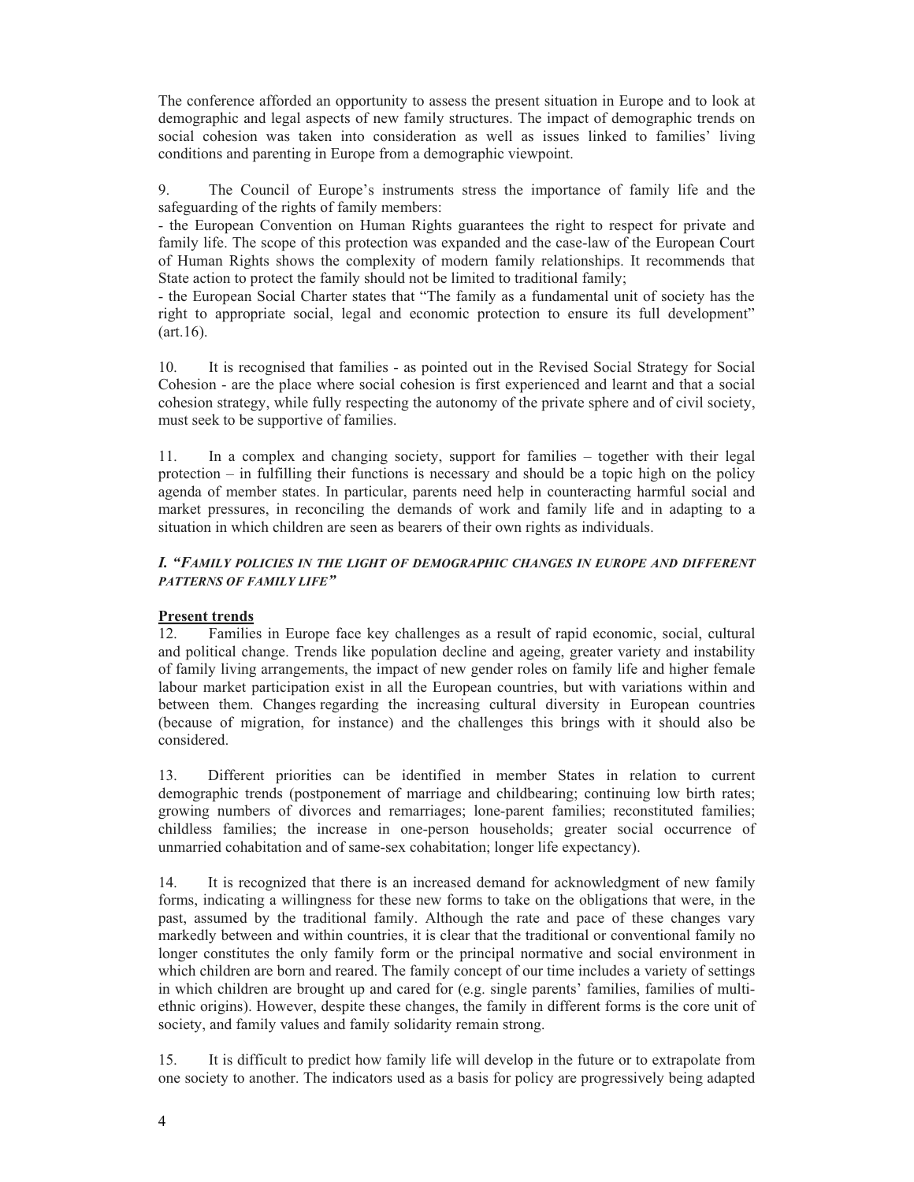The conference afforded an opportunity to assess the present situation in Europe and to look at demographic and legal aspects of new family structures. The impact of demographic trends on social cohesion was taken into consideration as well as issues linked to families' living conditions and parenting in Europe from a demographic viewpoint.

9. The Council of Europe's instruments stress the importance of family life and the safeguarding of the rights of family members:

- the European Convention on Human Rights guarantees the right to respect for private and family life. The scope of this protection was expanded and the case-law of the European Court of Human Rights shows the complexity of modern family relationships. It recommends that State action to protect the family should not be limited to traditional family;
- the European Social Charter states that "The family as a fundamental unit of society has the right to appropriate social, legal and economic protection to ensure its full development" (art.16).

10. It is recognised that families - as pointed out in the Revised Social Strategy for Social Cohesion - are the place where social cohesion is first experienced and learnt and that a social cohesion strategy, while fully respecting the autonomy of the private sphere and of civil society, must seek to be supportive of families.

11. In a complex and changing society, support for families – together with their legal protection – in fulfilling their functions is necessary and should be a topic high on the policy agenda of member states. In particular, parents need help in counteracting harmful social and market pressures, in reconciling the demands of work and family life and in adapting to a situation in which children are seen as bearers of their own rights as individuals.

### *I. "Family policies in the light of demographic changes in Europe and different patterns of family life"*

**Present trends**

12. Families in Europe face key challenges as a result of rapid economic, social, cultural and political change. Trends like population decline and ageing, greater variety and instability of family living arrangements, the impact of new gender roles on family life and higher female labour market participation exist in all the European countries, but with variations within and between them. Changes regarding the increasing cultural diversity in European countries (because of migration, for instance) and the challenges this brings with it should also be considered.

13. Different priorities can be identified in member States in relation to current demographic trends (postponement of marriage and childbearing; continuing low birth rates; growing numbers of divorces and remarriages; lone-parent families; reconstituted families; childless families; the increase in one-person households; greater social occurrence of unmarried cohabitation and of same-sex cohabitation; longer life expectancy).

14. It is recognized that there is an increased demand for acknowledgment of new family forms, indicating a willingness for these new forms to take on the obligations that were, in the past, assumed by the traditional family. Although the rate and pace of these changes vary markedly between and within countries, it is clear that the traditional or conventional family no longer constitutes the only family form or the principal normative and social environment in which children are born and reared. The family concept of our time includes a variety of settings in which children are brought up and cared for (e.g. single parents' families, families of multi-ethnic origins). However, despite these changes, the family in different forms is the core unit of society, and family values and family solidarity remain strong.

15. It is difficult to predict how family life will develop in the future or to extrapolate from one society to another. The indicators used as a basis for policy are progressively being adapted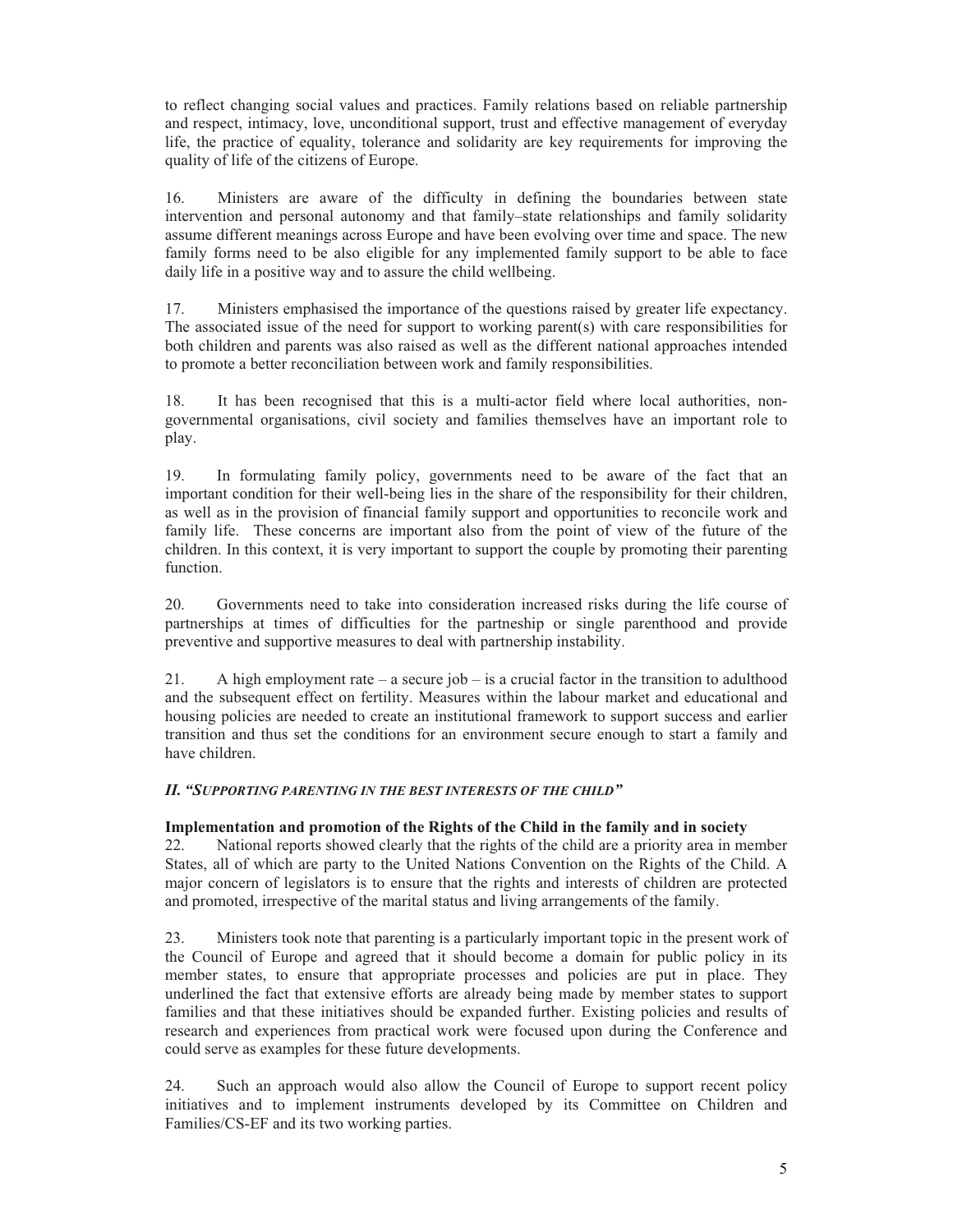to reflect changing social values and practices. Family relations based on reliable partnership and respect, intimacy, love, unconditional support, trust and effective management of everyday life, the practice of equality, tolerance and solidarity are key requirements for improving the quality of life of the citizens of Europe.

16. Ministers are aware of the difficulty in defining the boundaries between state intervention and personal autonomy and that family–state relationships and family solidarity assume different meanings across Europe and have been evolving over time and space. The new family forms need to be also eligible for any implemented family support to be able to face daily life in a positive way and to assure the child wellbeing.

17. Ministers emphasised the importance of the questions raised by greater life expectancy. The associated issue of the need for support to working parent(s) with care responsibilities for both children and parents was also raised as well as the different national approaches intended to promote a better reconciliation between work and family responsibilities.

18. It has been recognised that this is a multi-actor field where local authorities, non-governmental organisations, civil society and families themselves have an important role to play.

19. In formulating family policy, governments need to be aware of the fact that an important condition for their well-being lies in the share of the responsibility for their children, as well as in the provision of financial family support and opportunities to reconcile work and family life. These concerns are important also from the point of view of the future of the children. In this context, it is very important to support the couple by promoting their parenting function.

20. Governments need to take into consideration increased risks during the life course of partnerships at times of difficulties for the partneship or single parenthood and provide preventive and supportive measures to deal with partnership instability.

21. A high employment rate – a secure job – is a crucial factor in the transition to adulthood and the subsequent effect on fertility. Measures within the labour market and educational and housing policies are needed to create an institutional framework to support success and earlier transition and thus set the conditions for an environment secure enough to start a family and have children.

### *II. "SUPPORTING PARENTING IN THE BEST INTERESTS OF THE CHILD"*

**Implementation and promotion of the Rights of the Child in the family and in society**

22. National reports showed clearly that the rights of the child are a priority area in member States, all of which are party to the United Nations Convention on the Rights of the Child. A major concern of legislators is to ensure that the rights and interests of children are protected and promoted, irrespective of the marital status and living arrangements of the family.

23. Ministers took note that parenting is a particularly important topic in the present work of the Council of Europe and agreed that it should become a domain for public policy in its member states, to ensure that appropriate processes and policies are put in place. They underlined the fact that extensive efforts are already being made by member states to support families and that these initiatives should be expanded further. Existing policies and results of research and experiences from practical work were focused upon during the Conference and could serve as examples for these future developments.

24. Such an approach would also allow the Council of Europe to support recent policy initiatives and to implement instruments developed by its Committee on Children and Families/CS-EF and its two working parties.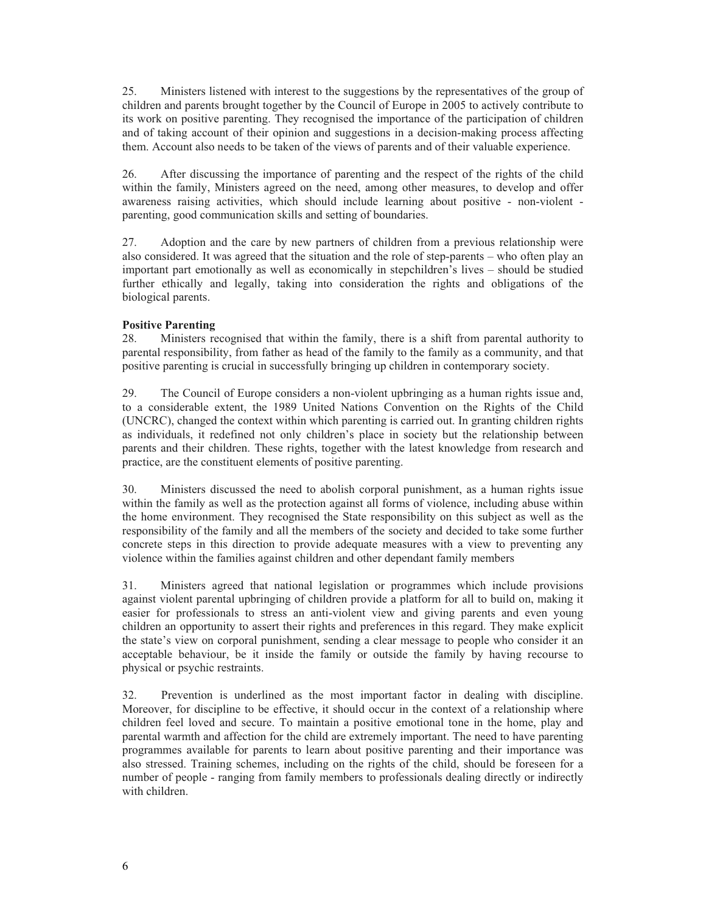25. Ministers listened with interest to the suggestions by the representatives of the group of children and parents brought together by the Council of Europe in 2005 to actively contribute to its work on positive parenting. They recognised the importance of the participation of children and of taking account of their opinion and suggestions in a decision-making process affecting them. Account also needs to be taken of the views of parents and of their valuable experience.

26. After discussing the importance of parenting and the respect of the rights of the child within the family, Ministers agreed on the need, among other measures, to develop and offer awareness raising activities, which should include learning about positive - non-violent - parenting, good communication skills and setting of boundaries.

27. Adoption and the care by new partners of children from a previous relationship were also considered. It was agreed that the situation and the role of step-parents – who often play an important part emotionally as well as economically in stepchildren's lives – should be studied further ethically and legally, taking into consideration the rights and obligations of the biological parents.

**Positive Parenting**

28. Ministers recognised that within the family, there is a shift from parental authority to parental responsibility, from father as head of the family to the family as a community, and that positive parenting is crucial in successfully bringing up children in contemporary society.

29. The Council of Europe considers a non-violent upbringing as a human rights issue and, to a considerable extent, the 1989 United Nations Convention on the Rights of the Child (UNCRC), changed the context within which parenting is carried out. In granting children rights as individuals, it redefined not only children's place in society but the relationship between parents and their children. These rights, together with the latest knowledge from research and practice, are the constituent elements of positive parenting.

30. Ministers discussed the need to abolish corporal punishment, as a human rights issue within the family as well as the protection against all forms of violence, including abuse within the home environment. They recognised the State responsibility on this subject as well as the responsibility of the family and all the members of the society and decided to take some further concrete steps in this direction to provide adequate measures with a view to preventing any violence within the families against children and other dependant family members

31. Ministers agreed that national legislation or programmes which include provisions against violent parental upbringing of children provide a platform for all to build on, making it easier for professionals to stress an anti-violent view and giving parents and even young children an opportunity to assert their rights and preferences in this regard. They make explicit the state's view on corporal punishment, sending a clear message to people who consider it an acceptable behaviour, be it inside the family or outside the family by having recourse to physical or psychic restraints.

32. Prevention is underlined as the most important factor in dealing with discipline. Moreover, for discipline to be effective, it should occur in the context of a relationship where children feel loved and secure. To maintain a positive emotional tone in the home, play and parental warmth and affection for the child are extremely important. The need to have parenting programmes available for parents to learn about positive parenting and their importance was also stressed. Training schemes, including on the rights of the child, should be foreseen for a number of people - ranging from family members to professionals dealing directly or indirectly with children.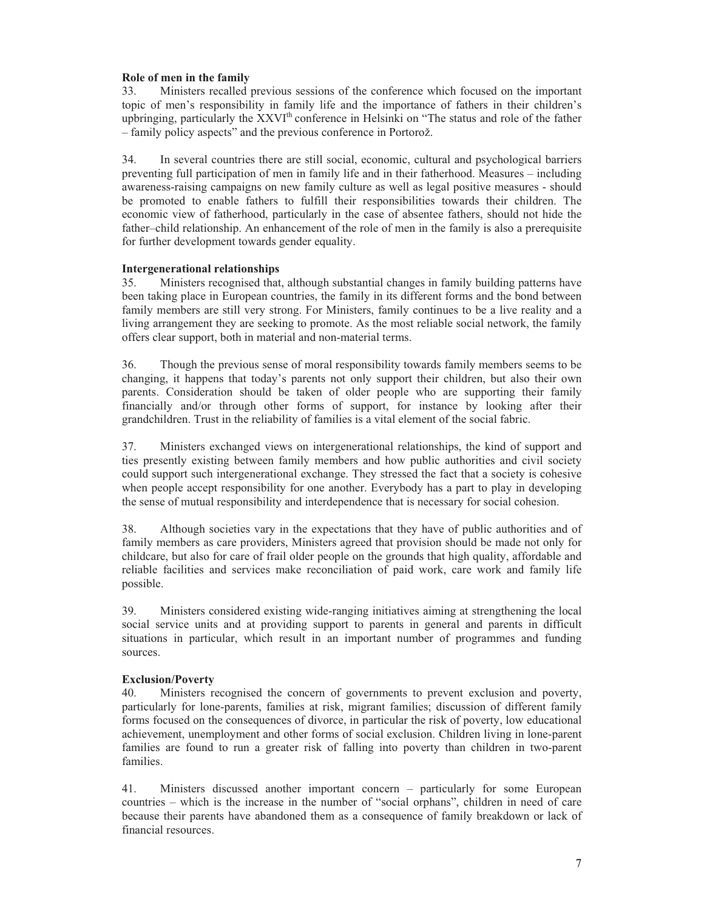**Role of men in the family**

33. Ministers recalled previous sessions of the conference which focused on the important topic of men's responsibility in family life and the importance of fathers in their children's upbringing, particularly the XXVI[th] conference in Helsinki on "The status and role of the father – family policy aspects" and the previous conference in Portorož.

34. In several countries there are still social, economic, cultural and psychological barriers preventing full participation of men in family life and in their fatherhood. Measures – including awareness-raising campaigns on new family culture as well as legal positive measures - should be promoted to enable fathers to fulfill their responsibilities towards their children. The economic view of fatherhood, particularly in the case of absentee fathers, should not hide the father–child relationship. An enhancement of the role of men in the family is also a prerequisite for further development towards gender equality.

**Intergenerational relationships**

35. Ministers recognised that, although substantial changes in family building patterns have been taking place in European countries, the family in its different forms and the bond between family members are still very strong. For Ministers, family continues to be a live reality and a living arrangement they are seeking to promote. As the most reliable social network, the family offers clear support, both in material and non-material terms.

36. Though the previous sense of moral responsibility towards family members seems to be changing, it happens that today's parents not only support their children, but also their own parents. Consideration should be taken of older people who are supporting their family financially and/or through other forms of support, for instance by looking after their grandchildren. Trust in the reliability of families is a vital element of the social fabric.

37. Ministers exchanged views on intergenerational relationships, the kind of support and ties presently existing between family members and how public authorities and civil society could support such intergenerational exchange. They stressed the fact that a society is cohesive when people accept responsibility for one another. Everybody has a part to play in developing the sense of mutual responsibility and interdependence that is necessary for social cohesion.

38. Although societies vary in the expectations that they have of public authorities and of family members as care providers, Ministers agreed that provision should be made not only for childcare, but also for care of frail older people on the grounds that high quality, affordable and reliable facilities and services make reconciliation of paid work, care work and family life possible.

39. Ministers considered existing wide-ranging initiatives aiming at strengthening the local social service units and at providing support to parents in general and parents in difficult situations in particular, which result in an important number of programmes and funding sources.

**Exclusion/Poverty**

40. Ministers recognised the concern of governments to prevent exclusion and poverty, particularly for lone-parents, families at risk, migrant families; discussion of different family forms focused on the consequences of divorce, in particular the risk of poverty, low educational achievement, unemployment and other forms of social exclusion. Children living in lone-parent families are found to run a greater risk of falling into poverty than children in two-parent families.

41. Ministers discussed another important concern – particularly for some European countries – which is the increase in the number of "social orphans", children in need of care because their parents have abandoned them as a consequence of family breakdown or lack of financial resources.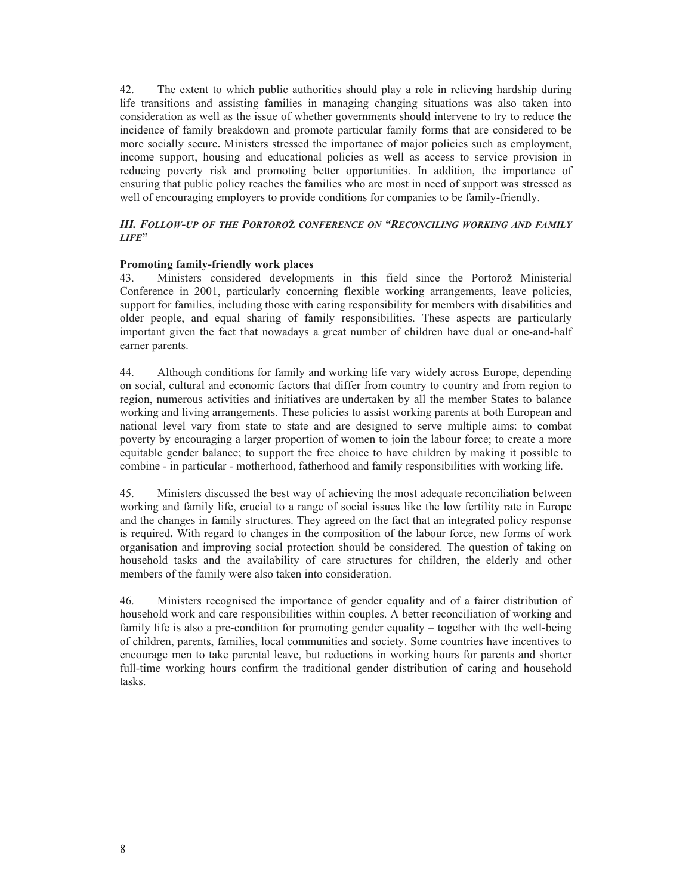42. The extent to which public authorities should play a role in relieving hardship during life transitions and assisting families in managing changing situations was also taken into consideration as well as the issue of whether governments should intervene to try to reduce the incidence of family breakdown and promote particular family forms that are considered to be more socially secure**.** Ministers stressed the importance of major policies such as employment, income support, housing and educational policies as well as access to service provision in reducing poverty risk and promoting better opportunities. In addition, the importance of ensuring that public policy reaches the families who are most in need of support was stressed as well of encouraging employers to provide conditions for companies to be family-friendly.

### *III. Follow-up of the Portorož conference on "Reconciling working and family life"*

**Promoting family-friendly work places**

43. Ministers considered developments in this field since the Portorož Ministerial Conference in 2001, particularly concerning flexible working arrangements, leave policies, support for families, including those with caring responsibility for members with disabilities and older people, and equal sharing of family responsibilities. These aspects are particularly important given the fact that nowadays a great number of children have dual or one-and-half earner parents.

44. Although conditions for family and working life vary widely across Europe, depending on social, cultural and economic factors that differ from country to country and from region to region, numerous activities and initiatives are undertaken by all the member States to balance working and living arrangements. These policies to assist working parents at both European and national level vary from state to state and are designed to serve multiple aims: to combat poverty by encouraging a larger proportion of women to join the labour force; to create a more equitable gender balance; to support the free choice to have children by making it possible to combine - in particular - motherhood, fatherhood and family responsibilities with working life.

45. Ministers discussed the best way of achieving the most adequate reconciliation between working and family life, crucial to a range of social issues like the low fertility rate in Europe and the changes in family structures. They agreed on the fact that an integrated policy response is required**.** With regard to changes in the composition of the labour force, new forms of work organisation and improving social protection should be considered. The question of taking on household tasks and the availability of care structures for children, the elderly and other members of the family were also taken into consideration.

46. Ministers recognised the importance of gender equality and of a fairer distribution of household work and care responsibilities within couples. A better reconciliation of working and family life is also a pre-condition for promoting gender equality – together with the well-being of children, parents, families, local communities and society. Some countries have incentives to encourage men to take parental leave, but reductions in working hours for parents and shorter full-time working hours confirm the traditional gender distribution of caring and household tasks.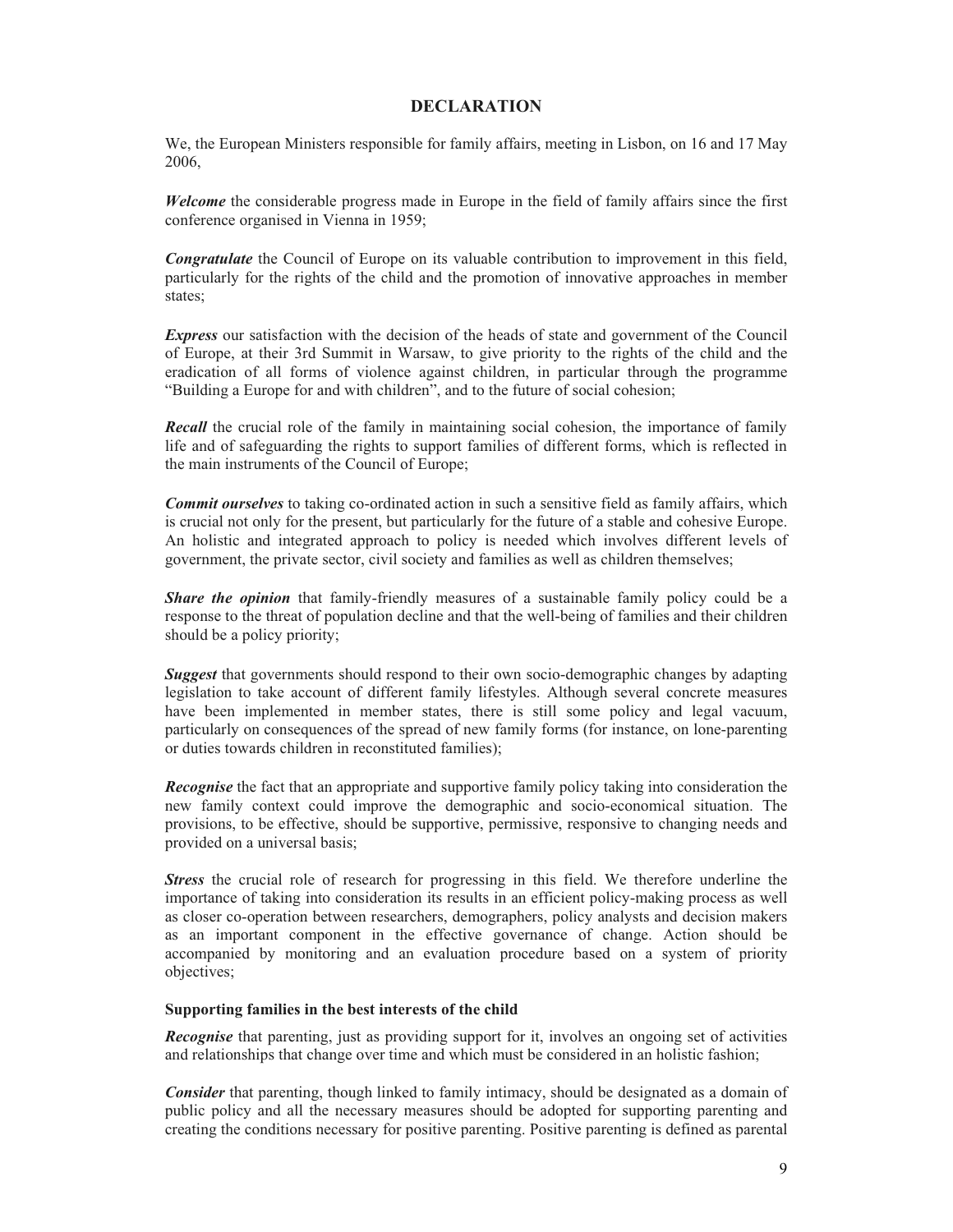# DECLARATION

We, the European Ministers responsible for family affairs, meeting in Lisbon, on 16 and 17 May 2006,

***Welcome*** the considerable progress made in Europe in the field of family affairs since the first conference organised in Vienna in 1959;

***Congratulate*** the Council of Europe on its valuable contribution to improvement in this field, particularly for the rights of the child and the promotion of innovative approaches in member states;

***Express*** our satisfaction with the decision of the heads of state and government of the Council of Europe, at their 3rd Summit in Warsaw, to give priority to the rights of the child and the eradication of all forms of violence against children, in particular through the programme "Building a Europe for and with children", and to the future of social cohesion;

***Recall*** the crucial role of the family in maintaining social cohesion, the importance of family life and of safeguarding the rights to support families of different forms, which is reflected in the main instruments of the Council of Europe;

***Commit ourselves*** to taking co-ordinated action in such a sensitive field as family affairs, which is crucial not only for the present, but particularly for the future of a stable and cohesive Europe. An holistic and integrated approach to policy is needed which involves different levels of government, the private sector, civil society and families as well as children themselves;

***Share the opinion*** that family-friendly measures of a sustainable family policy could be a response to the threat of population decline and that the well-being of families and their children should be a policy priority;

***Suggest*** that governments should respond to their own socio-demographic changes by adapting legislation to take account of different family lifestyles. Although several concrete measures have been implemented in member states, there is still some policy and legal vacuum, particularly on consequences of the spread of new family forms (for instance, on lone-parenting or duties towards children in reconstituted families);

***Recognise*** the fact that an appropriate and supportive family policy taking into consideration the new family context could improve the demographic and socio-economical situation. The provisions, to be effective, should be supportive, permissive, responsive to changing needs and provided on a universal basis;

***Stress*** the crucial role of research for progressing in this field. We therefore underline the importance of taking into consideration its results in an efficient policy-making process as well as closer co-operation between researchers, demographers, policy analysts and decision makers as an important component in the effective governance of change. Action should be accompanied by monitoring and an evaluation procedure based on a system of priority objectives;

**Supporting families in the best interests of the child**

***Recognise*** that parenting, just as providing support for it, involves an ongoing set of activities and relationships that change over time and which must be considered in an holistic fashion;

***Consider*** that parenting, though linked to family intimacy, should be designated as a domain of public policy and all the necessary measures should be adopted for supporting parenting and creating the conditions necessary for positive parenting. Positive parenting is defined as parental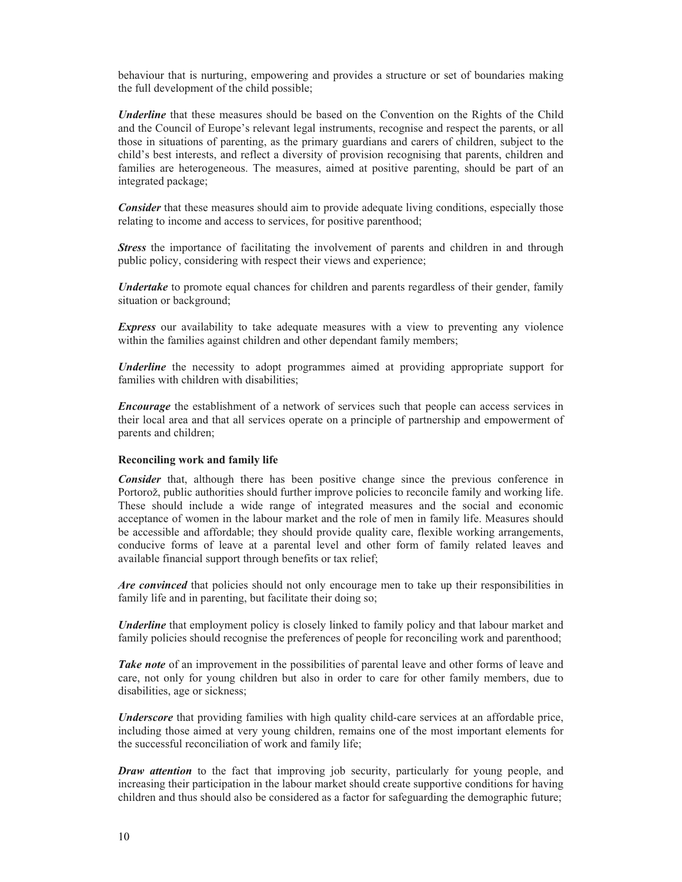behaviour that is nurturing, empowering and provides a structure or set of boundaries making the full development of the child possible;

***Underline*** that these measures should be based on the Convention on the Rights of the Child and the Council of Europe's relevant legal instruments, recognise and respect the parents, or all those in situations of parenting, as the primary guardians and carers of children, subject to the child's best interests, and reflect a diversity of provision recognising that parents, children and families are heterogeneous. The measures, aimed at positive parenting, should be part of an integrated package;

***Consider*** that these measures should aim to provide adequate living conditions, especially those relating to income and access to services, for positive parenthood;

***Stress*** the importance of facilitating the involvement of parents and children in and through public policy, considering with respect their views and experience;

***Undertake*** to promote equal chances for children and parents regardless of their gender, family situation or background;

***Express*** our availability to take adequate measures with a view to preventing any violence within the families against children and other dependant family members;

***Underline*** the necessity to adopt programmes aimed at providing appropriate support for families with children with disabilities;

***Encourage*** the establishment of a network of services such that people can access services in their local area and that all services operate on a principle of partnership and empowerment of parents and children;

**Reconciling work and family life**

***Consider*** that, although there has been positive change since the previous conference in Portorož, public authorities should further improve policies to reconcile family and working life. These should include a wide range of integrated measures and the social and economic acceptance of women in the labour market and the role of men in family life. Measures should be accessible and affordable; they should provide quality care, flexible working arrangements, conducive forms of leave at a parental level and other form of family related leaves and available financial support through benefits or tax relief;

***Are convinced*** that policies should not only encourage men to take up their responsibilities in family life and in parenting, but facilitate their doing so;

***Underline*** that employment policy is closely linked to family policy and that labour market and family policies should recognise the preferences of people for reconciling work and parenthood;

***Take note*** of an improvement in the possibilities of parental leave and other forms of leave and care, not only for young children but also in order to care for other family members, due to disabilities, age or sickness;

***Underscore*** that providing families with high quality child-care services at an affordable price, including those aimed at very young children, remains one of the most important elements for the successful reconciliation of work and family life;

***Draw attention*** to the fact that improving job security, particularly for young people, and increasing their participation in the labour market should create supportive conditions for having children and thus should also be considered as a factor for safeguarding the demographic future;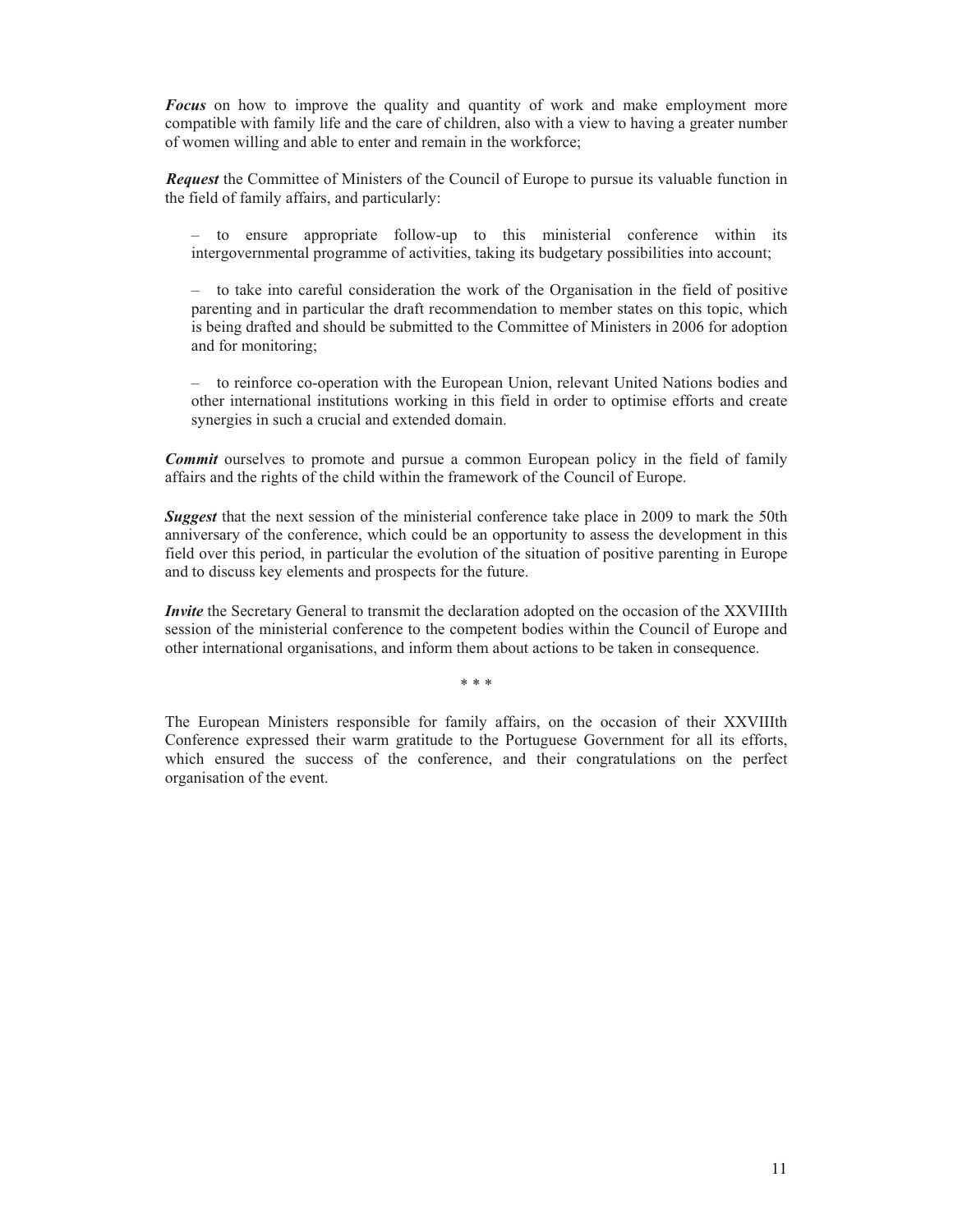***Focus*** on how to improve the quality and quantity of work and make employment more compatible with family life and the care of children, also with a view to having a greater number of women willing and able to enter and remain in the workforce;

***Request*** the Committee of Ministers of the Council of Europe to pursue its valuable function in the field of family affairs, and particularly:

– to ensure appropriate follow-up to this ministerial conference within its intergovernmental programme of activities, taking its budgetary possibilities into account;

– to take into careful consideration the work of the Organisation in the field of positive parenting and in particular the draft recommendation to member states on this topic, which is being drafted and should be submitted to the Committee of Ministers in 2006 for adoption and for monitoring;

– to reinforce co-operation with the European Union, relevant United Nations bodies and other international institutions working in this field in order to optimise efforts and create synergies in such a crucial and extended domain.

***Commit*** ourselves to promote and pursue a common European policy in the field of family affairs and the rights of the child within the framework of the Council of Europe.

***Suggest*** that the next session of the ministerial conference take place in 2009 to mark the 50th anniversary of the conference, which could be an opportunity to assess the development in this field over this period, in particular the evolution of the situation of positive parenting in Europe and to discuss key elements and prospects for the future.

***Invite*** the Secretary General to transmit the declaration adopted on the occasion of the XXVIIIth session of the ministerial conference to the competent bodies within the Council of Europe and other international organisations, and inform them about actions to be taken in consequence.

\* \* \*

The European Ministers responsible for family affairs, on the occasion of their XXVIIIth Conference expressed their warm gratitude to the Portuguese Government for all its efforts, which ensured the success of the conference, and their congratulations on the perfect organisation of the event.